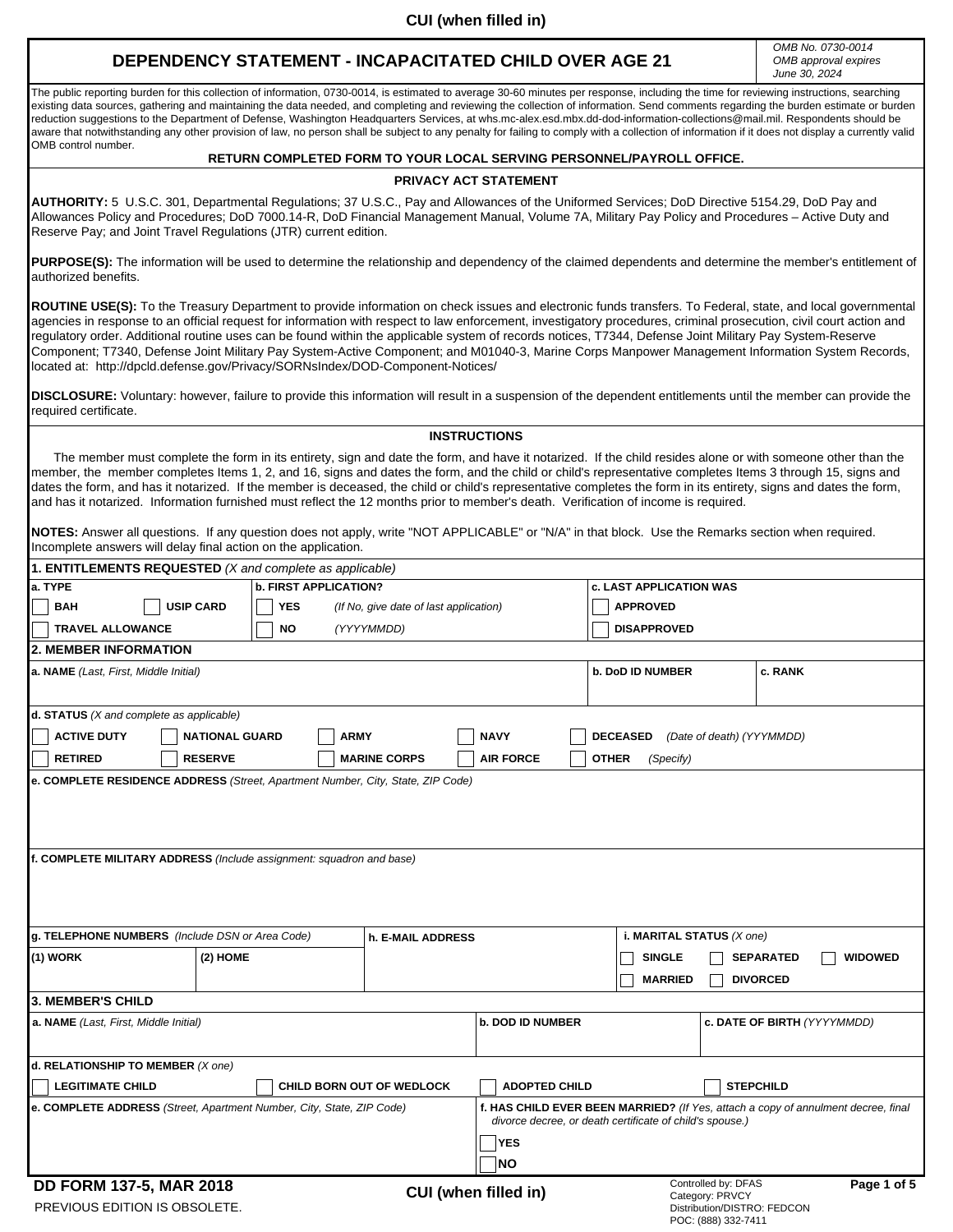CUI (when filled in)

# DEPENDENCY STATEMENT - INCAPACITATED CHILD OVER AGE 21

*OMB No. 0730-0014*
*OMB approval expires June 30, 2024*

The public reporting burden for this collection of information, 0730-0014, is estimated to average 30-60 minutes per response, including the time for reviewing instructions, searching existing data sources, gathering and maintaining the data needed, and completing and reviewing the collection of information. Send comments regarding the burden estimate or burden reduction suggestions to the Department of Defense, Washington Headquarters Services, at whs.mc-alex.esd.mbx.dd-dod-information-collections@mail.mil. Respondents should be aware that notwithstanding any other provision of law, no person shall be subject to any penalty for failing to comply with a collection of information if it does not display a currently valid OMB control number.

**RETURN COMPLETED FORM TO YOUR LOCAL SERVING PERSONNEL/PAYROLL OFFICE.**

## PRIVACY ACT STATEMENT

**AUTHORITY:** 5 U.S.C. 301, Departmental Regulations; 37 U.S.C., Pay and Allowances of the Uniformed Services; DoD Directive 5154.29, DoD Pay and Allowances Policy and Procedures; DoD 7000.14-R, DoD Financial Management Manual, Volume 7A, Military Pay Policy and Procedures – Active Duty and Reserve Pay; and Joint Travel Regulations (JTR) current edition.

**PURPOSE(S):** The information will be used to determine the relationship and dependency of the claimed dependents and determine the member's entitlement of authorized benefits.

**ROUTINE USE(S):** To the Treasury Department to provide information on check issues and electronic funds transfers. To Federal, state, and local governmental agencies in response to an official request for information with respect to law enforcement, investigatory procedures, criminal prosecution, civil court action and regulatory order. Additional routine uses can be found within the applicable system of records notices, T7344, Defense Joint Military Pay System-Reserve Component; T7340, Defense Joint Military Pay System-Active Component; and M01040-3, Marine Corps Manpower Management Information System Records, located at: http://dpcld.defense.gov/Privacy/SORNsIndex/DOD-Component-Notices/

**DISCLOSURE:** Voluntary: however, failure to provide this information will result in a suspension of the dependent entitlements until the member can provide the required certificate.

## INSTRUCTIONS

The member must complete the form in its entirety, sign and date the form, and have it notarized. If the child resides alone or with someone other than the member, the member completes Items 1, 2, and 16, signs and dates the form, and the child or child's representative completes Items 3 through 15, signs and dates the form, and has it notarized. If the member is deceased, the child or child's representative completes the form in its entirety, signs and dates the form, and has it notarized. Information furnished must reflect the 12 months prior to member's death. Verification of income is required.

**NOTES:** Answer all questions. If any question does not apply, write "NOT APPLICABLE" or "N/A" in that block. Use the Remarks section when required. Incomplete answers will delay final action on the application.

### 1. ENTITLEMENTS REQUESTED *(X and complete as applicable)*

**a. TYPE**
- ☐ BAH
- ☐ USIP CARD
- ☐ TRAVEL ALLOWANCE

**b. FIRST APPLICATION?**
- ☐ YES
- ☐ NO *(If No, give date of last application) (YYYYMMDD)*

**c. LAST APPLICATION WAS**
- ☐ APPROVED
- ☐ DISAPPROVED

### 2. MEMBER INFORMATION

| a. NAME *(Last, First, Middle Initial)* | b. DoD ID NUMBER | c. RANK |
|---|---|---|
| | | |

**d. STATUS** *(X and complete as applicable)*
- ☐ ACTIVE DUTY
- ☐ NATIONAL GUARD
- ☐ ARMY
- ☐ NAVY
- ☐ DECEASED *(Date of death) (YYYYMMDD)*
- ☐ RETIRED
- ☐ RESERVE
- ☐ MARINE CORPS
- ☐ AIR FORCE
- ☐ OTHER *(Specify)*

**e. COMPLETE RESIDENCE ADDRESS** *(Street, Apartment Number, City, State, ZIP Code)*

**f. COMPLETE MILITARY ADDRESS** *(Include assignment: squadron and base)*

**g. TELEPHONE NUMBERS** *(Include DSN or Area Code)*
- (1) WORK
- (2) HOME

**h. E-MAIL ADDRESS**

**i. MARITAL STATUS** *(X one)*
- ☐ SINGLE
- ☐ SEPARATED
- ☐ WIDOWED
- ☐ MARRIED
- ☐ DIVORCED

### 3. MEMBER'S CHILD

| a. NAME *(Last, First, Middle Initial)* | b. DOD ID NUMBER | c. DATE OF BIRTH *(YYYYMMDD)* |
|---|---|---|
| | | |

**d. RELATIONSHIP TO MEMBER** *(X one)*
- ☐ LEGITIMATE CHILD
- ☐ CHILD BORN OUT OF WEDLOCK
- ☐ ADOPTED CHILD
- ☐ STEPCHILD

**e. COMPLETE ADDRESS** *(Street, Apartment Number, City, State, ZIP Code)*

**f. HAS CHILD EVER BEEN MARRIED?** *(If Yes, attach a copy of annulment decree, final divorce decree, or death certificate of child's spouse.)*
- ☐ YES
- ☐ NO

DD FORM 137-5, MAR 2018
PREVIOUS EDITION IS OBSOLETE.

CUI (when filled in)

Controlled by: DFAS
Category: PRVCY
Distribution/DISTRO: FEDCON
POC: (888) 332-7411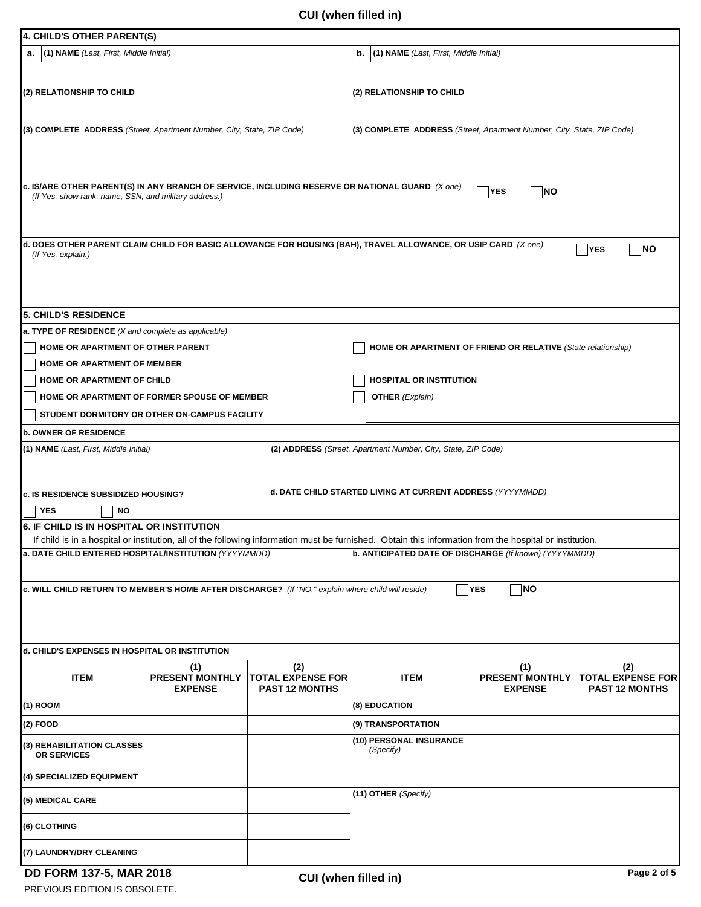CUI (when filled in)

## 4. CHILD'S OTHER PARENT(S)

**a.** **(1) NAME** *(Last, First, Middle Initial)*

**(2) RELATIONSHIP TO CHILD**

**(3) COMPLETE ADDRESS** *(Street, Apartment Number, City, State, ZIP Code)*

**b.** **(1) NAME** *(Last, First, Middle Initial)*

**(2) RELATIONSHIP TO CHILD**

**(3) COMPLETE ADDRESS** *(Street, Apartment Number, City, State, ZIP Code)*

**c. IS/ARE OTHER PARENT(S) IN ANY BRANCH OF SERVICE, INCLUDING RESERVE OR NATIONAL GUARD** *(X one)* ☐ YES ☐ NO
*(If Yes, show rank, name, SSN, and military address.)*

**d. DOES OTHER PARENT CLAIM CHILD FOR BASIC ALLOWANCE FOR HOUSING (BAH), TRAVEL ALLOWANCE, OR USIP CARD** *(X one)* ☐ YES ☐ NO
*(If Yes, explain.)*

## 5. CHILD'S RESIDENCE

**a. TYPE OF RESIDENCE** *(X and complete as applicable)*

- ☐ HOME OR APARTMENT OF OTHER PARENT
- ☐ HOME OR APARTMENT OF MEMBER
- ☐ HOME OR APARTMENT OF CHILD
- ☐ HOME OR APARTMENT OF FORMER SPOUSE OF MEMBER
- ☐ STUDENT DORMITORY OR OTHER ON-CAMPUS FACILITY
- ☐ HOME OR APARTMENT OF FRIEND OR RELATIVE *(State relationship)*
- ☐ HOSPITAL OR INSTITUTION
- ☐ OTHER *(Explain)*

**b. OWNER OF RESIDENCE**

**(1) NAME** *(Last, First, Middle Initial)*

**(2) ADDRESS** *(Street, Apartment Number, City, State, ZIP Code)*

**c. IS RESIDENCE SUBSIDIZED HOUSING?** ☐ YES ☐ NO

**d. DATE CHILD STARTED LIVING AT CURRENT ADDRESS** *(YYYYMMDD)*

## 6. IF CHILD IS IN HOSPITAL OR INSTITUTION

If child is in a hospital or institution, all of the following information must be furnished. Obtain this information from the hospital or institution.

**a. DATE CHILD ENTERED HOSPITAL/INSTITUTION** *(YYYYMMDD)*

**b. ANTICIPATED DATE OF DISCHARGE** *(If known) (YYYYMMDD)*

**c. WILL CHILD RETURN TO MEMBER'S HOME AFTER DISCHARGE?** *(If "NO," explain where child will reside)* ☐ YES ☐ NO

**d. CHILD'S EXPENSES IN HOSPITAL OR INSTITUTION**

| ITEM | (1) PRESENT MONTHLY EXPENSE | (2) TOTAL EXPENSE FOR PAST 12 MONTHS | ITEM | (1) PRESENT MONTHLY EXPENSE | (2) TOTAL EXPENSE FOR PAST 12 MONTHS |
|---|---|---|---|---|---|
| (1) ROOM | | | (8) EDUCATION | | |
| (2) FOOD | | | (9) TRANSPORTATION | | |
| (3) REHABILITATION CLASSES OR SERVICES | | | (10) PERSONAL INSURANCE *(Specify)* | | |
| (4) SPECIALIZED EQUIPMENT | | | | | |
| (5) MEDICAL CARE | | | (11) OTHER *(Specify)* | | |
| (6) CLOTHING | | | | | |
| (7) LAUNDRY/DRY CLEANING | | | | | |

DD FORM 137-5, MAR 2018
PREVIOUS EDITION IS OBSOLETE.

CUI (when filled in)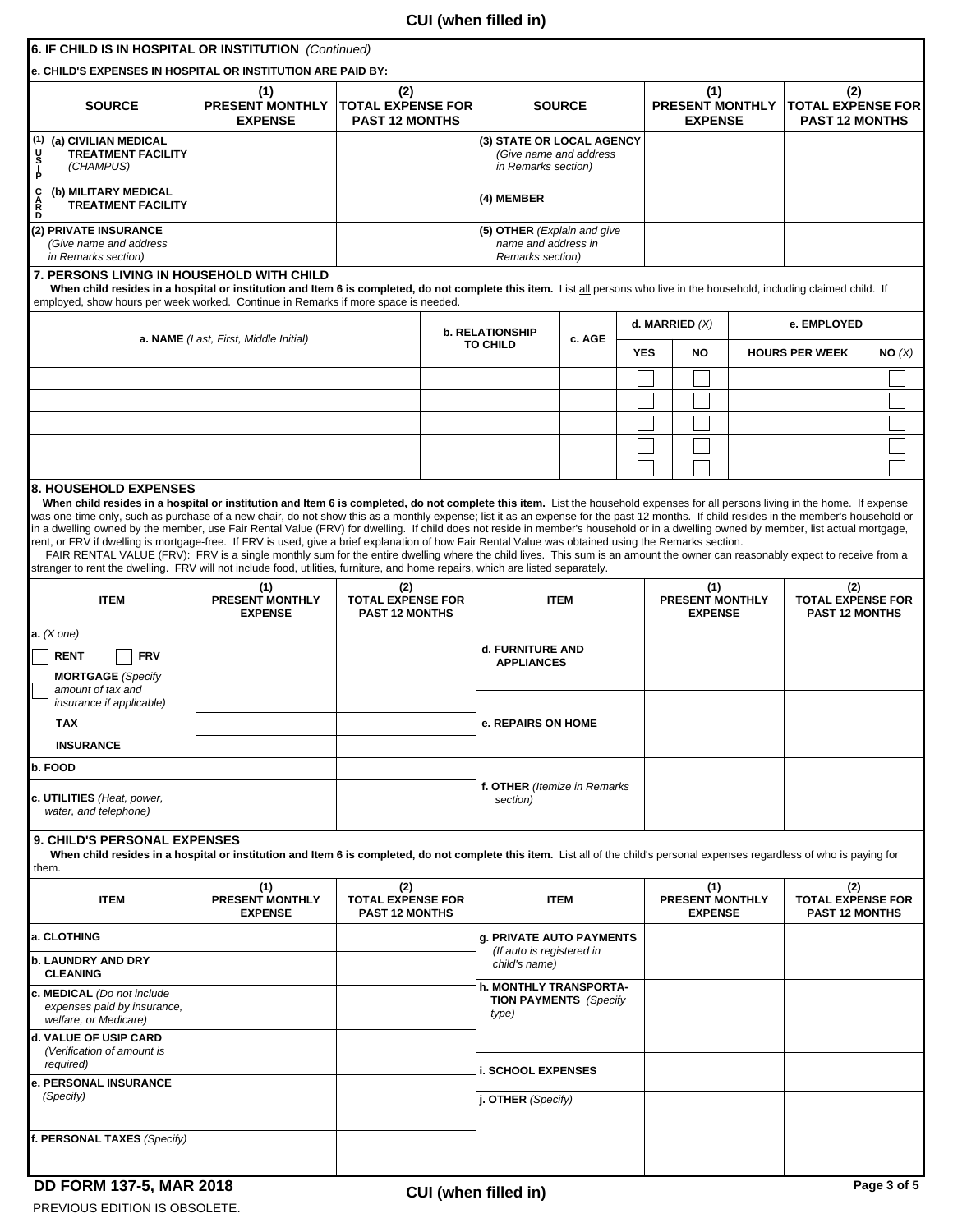**CUI (when filled in)**

## 6. IF CHILD IS IN HOSPITAL OR INSTITUTION *(Continued)*

**e. CHILD'S EXPENSES IN HOSPITAL OR INSTITUTION ARE PAID BY:**

| SOURCE | (1) PRESENT MONTHLY EXPENSE | (2) TOTAL EXPENSE FOR PAST 12 MONTHS | SOURCE | (1) PRESENT MONTHLY EXPENSE | (2) TOTAL EXPENSE FOR PAST 12 MONTHS |
|---|---|---|---|---|---|
| (1) USIP CARD (a) CIVILIAN MEDICAL TREATMENT FACILITY *(CHAMPUS)* | | | (3) STATE OR LOCAL AGENCY *(Give name and address in Remarks section)* | | |
| (b) MILITARY MEDICAL TREATMENT FACILITY | | | (4) MEMBER | | |
| (2) PRIVATE INSURANCE *(Give name and address in Remarks section)* | | | (5) OTHER *(Explain and give name and address in Remarks section)* | | |

## 7. PERSONS LIVING IN HOUSEHOLD WITH CHILD

**When child resides in a hospital or institution and Item 6 is completed, do not complete this item.** List all persons who live in the household, including claimed child. If employed, show hours per week worked. Continue in Remarks if more space is needed.

| a. NAME *(Last, First, Middle Initial)* | b. RELATIONSHIP TO CHILD | c. AGE | d. MARRIED *(X)* | | e. EMPLOYED | |
|---|---|---|---|---|---|---|
| | | | YES | NO | HOURS PER WEEK | NO *(X)* |
| | | | ☐ | ☐ | | ☐ |
| | | | ☐ | ☐ | | ☐ |
| | | | ☐ | ☐ | | ☐ |
| | | | ☐ | ☐ | | ☐ |
| | | | ☐ | ☐ | | ☐ |

## 8. HOUSEHOLD EXPENSES

**When child resides in a hospital or institution and Item 6 is completed, do not complete this item.** List the household expenses for all persons living in the home. If expense was one-time only, such as purchase of a new chair, do not show this as a monthly expense; list it as an expense for the past 12 months. If child resides in the member's household or in a dwelling owned by the member, use Fair Rental Value (FRV) for dwelling. If child does not reside in member's household or in a dwelling owned by member, list actual mortgage, rent, or FRV if dwelling is mortgage-free. If FRV is used, give a brief explanation of how Fair Rental Value was obtained using the Remarks section.

FAIR RENTAL VALUE (FRV): FRV is a single monthly sum for the entire dwelling where the child lives. This sum is an amount the owner can reasonably expect to receive from a stranger to rent the dwelling. FRV will not include food, utilities, furniture, and home repairs, which are listed separately.

| ITEM | (1) PRESENT MONTHLY EXPENSE | (2) TOTAL EXPENSE FOR PAST 12 MONTHS | ITEM | (1) PRESENT MONTHLY EXPENSE | (2) TOTAL EXPENSE FOR PAST 12 MONTHS |
|---|---|---|---|---|---|
| a. *(X one)* ☐ RENT ☐ FRV ☐ MORTGAGE *(Specify amount of tax and insurance if applicable)* | | | d. FURNITURE AND APPLIANCES | | |
| TAX | | | e. REPAIRS ON HOME | | |
| INSURANCE | | | | | |
| b. FOOD | | | f. OTHER *(Itemize in Remarks section)* | | |
| c. UTILITIES *(Heat, power, water, and telephone)* | | | | | |

## 9. CHILD'S PERSONAL EXPENSES

**When child resides in a hospital or institution and Item 6 is completed, do not complete this item.** List all of the child's personal expenses regardless of who is paying for them.

| ITEM | (1) PRESENT MONTHLY EXPENSE | (2) TOTAL EXPENSE FOR PAST 12 MONTHS | ITEM | (1) PRESENT MONTHLY EXPENSE | (2) TOTAL EXPENSE FOR PAST 12 MONTHS |
|---|---|---|---|---|---|
| a. CLOTHING | | | g. PRIVATE AUTO PAYMENTS *(If auto is registered in child's name)* | | |
| b. LAUNDRY AND DRY CLEANING | | | | | |
| c. MEDICAL *(Do not include expenses paid by insurance, welfare, or Medicare)* | | | h. MONTHLY TRANSPORTATION PAYMENTS *(Specify type)* | | |
| d. VALUE OF USIP CARD *(Verification of amount is required)* | | | i. SCHOOL EXPENSES | | |
| e. PERSONAL INSURANCE *(Specify)* | | | j. OTHER *(Specify)* | | |
| f. PERSONAL TAXES *(Specify)* | | | | | |

DD FORM 137-5, MAR 2018

PREVIOUS EDITION IS OBSOLETE.

**CUI (when filled in)**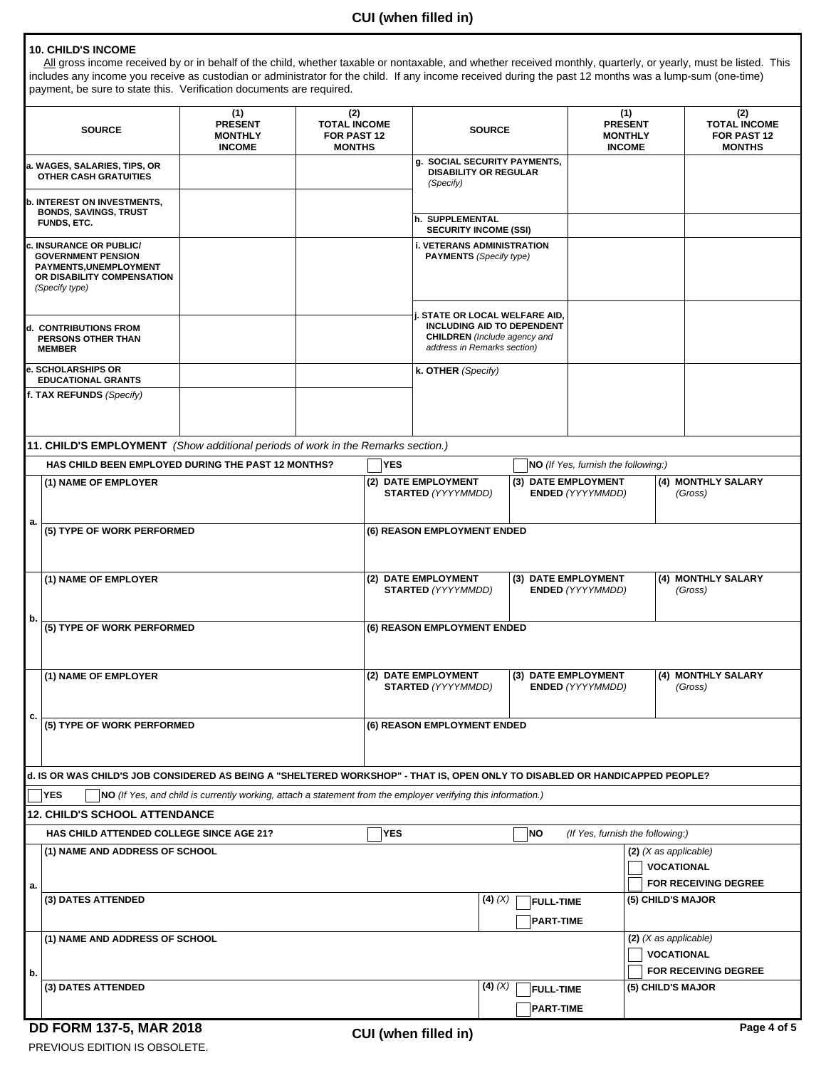### 10. CHILD'S INCOME

All gross income received by or in behalf of the child, whether taxable or nontaxable, and whether received monthly, quarterly, or yearly, must be listed. This includes any income you receive as custodian or administrator for the child. If any income received during the past 12 months was a lump-sum (one-time) payment, be sure to state this. Verification documents are required.

| SOURCE | (1) PRESENT MONTHLY INCOME | (2) TOTAL INCOME FOR PAST 12 MONTHS | SOURCE | (1) PRESENT MONTHLY INCOME | (2) TOTAL INCOME FOR PAST 12 MONTHS |
|---|---|---|---|---|---|
| a. WAGES, SALARIES, TIPS, OR OTHER CASH GRATUITIES | | | g. SOCIAL SECURITY PAYMENTS, DISABILITY OR REGULAR *(Specify)* | | |
| b. INTEREST ON INVESTMENTS, BONDS, SAVINGS, TRUST FUNDS, ETC. | | | h. SUPPLEMENTAL SECURITY INCOME (SSI) | | |
| c. INSURANCE OR PUBLIC/ GOVERNMENT PENSION PAYMENTS,UNEMPLOYMENT OR DISABILITY COMPENSATION *(Specify type)* | | | i. VETERANS ADMINISTRATION PAYMENTS *(Specify type)* | | |
| d. CONTRIBUTIONS FROM PERSONS OTHER THAN MEMBER | | | j. STATE OR LOCAL WELFARE AID, INCLUDING AID TO DEPENDENT CHILDREN *(Include agency and address in Remarks section)* | | |
| e. SCHOLARSHIPS OR EDUCATIONAL GRANTS | | | k. OTHER *(Specify)* | | |
| f. TAX REFUNDS *(Specify)* | | | | | |

### 11. CHILD'S EMPLOYMENT *(Show additional periods of work in the Remarks section.)*

HAS CHILD BEEN EMPLOYED DURING THE PAST 12 MONTHS? ☐ YES ☐ NO *(If Yes, furnish the following:)*

| | (1) NAME OF EMPLOYER | (2) DATE EMPLOYMENT STARTED *(YYYYMMDD)* | (3) DATE EMPLOYMENT ENDED *(YYYYMMDD)* | (4) MONTHLY SALARY *(Gross)* |
|---|---|---|---|---|
| a. | | | | |
| | (5) TYPE OF WORK PERFORMED | (6) REASON EMPLOYMENT ENDED | | |
| | | | | |
| b. | (1) NAME OF EMPLOYER | (2) DATE EMPLOYMENT STARTED *(YYYYMMDD)* | (3) DATE EMPLOYMENT ENDED *(YYYYMMDD)* | (4) MONTHLY SALARY *(Gross)* |
| | (5) TYPE OF WORK PERFORMED | (6) REASON EMPLOYMENT ENDED | | |
| c. | (1) NAME OF EMPLOYER | (2) DATE EMPLOYMENT STARTED *(YYYYMMDD)* | (3) DATE EMPLOYMENT ENDED *(YYYYMMDD)* | (4) MONTHLY SALARY *(Gross)* |
| | (5) TYPE OF WORK PERFORMED | (6) REASON EMPLOYMENT ENDED | | |

d. IS OR WAS CHILD'S JOB CONSIDERED AS BEING A "SHELTERED WORKSHOP" - THAT IS, OPEN ONLY TO DISABLED OR HANDICAPPED PEOPLE?

☐ YES ☐ NO *(If Yes, and child is currently working, attach a statement from the employer verifying this information.)*

### 12. CHILD'S SCHOOL ATTENDANCE

HAS CHILD ATTENDED COLLEGE SINCE AGE 21? ☐ YES ☐ NO *(If Yes, furnish the following:)*

| | (1) NAME AND ADDRESS OF SCHOOL | | (2) *(X as applicable)* ☐ VOCATIONAL ☐ FOR RECEIVING DEGREE |
|---|---|---|---|
| a. | (3) DATES ATTENDED | (4) *(X)* ☐ FULL-TIME ☐ PART-TIME | (5) CHILD'S MAJOR |
| | (1) NAME AND ADDRESS OF SCHOOL | | (2) *(X as applicable)* ☐ VOCATIONAL ☐ FOR RECEIVING DEGREE |
| b. | (3) DATES ATTENDED | (4) *(X)* ☐ FULL-TIME ☐ PART-TIME | (5) CHILD'S MAJOR |

DD FORM 137-5, MAR 2018

PREVIOUS EDITION IS OBSOLETE.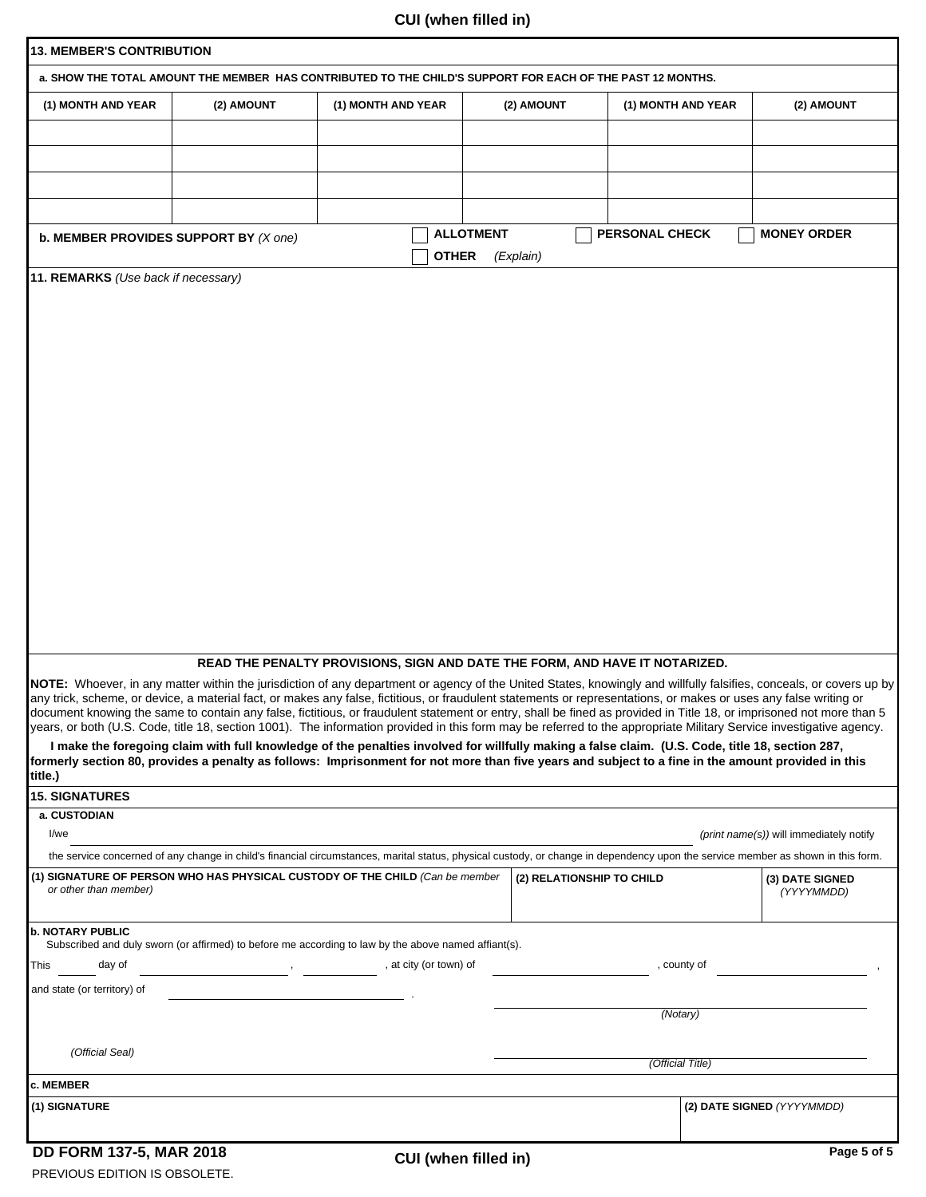CUI (when filled in)

## 13. MEMBER'S CONTRIBUTION

**a. SHOW THE TOTAL AMOUNT THE MEMBER HAS CONTRIBUTED TO THE CHILD'S SUPPORT FOR EACH OF THE PAST 12 MONTHS.**

| (1) MONTH AND YEAR | (2) AMOUNT | (1) MONTH AND YEAR | (2) AMOUNT | (1) MONTH AND YEAR | (2) AMOUNT |
|---|---|---|---|---|---|
| | | | | | |
| | | | | | |
| | | | | | |
| | | | | | |

**b. MEMBER PROVIDES SUPPORT BY** *(X one)*

☐ **ALLOTMENT** ☐ **PERSONAL CHECK** ☐ **MONEY ORDER**

☐ **OTHER** *(Explain)*

## 11. REMARKS *(Use back if necessary)*

**READ THE PENALTY PROVISIONS, SIGN AND DATE THE FORM, AND HAVE IT NOTARIZED.**

**NOTE:** Whoever, in any matter within the jurisdiction of any department or agency of the United States, knowingly and willfully falsifies, conceals, or covers up by any trick, scheme, or device, a material fact, or makes any false, fictitious, or fraudulent statements or representations, or makes or uses any false writing or document knowing the same to contain any false, fictitious, or fraudulent statement or entry, shall be fined as provided in Title 18, or imprisoned not more than 5 years, or both (U.S. Code, title 18, section 1001). The information provided in this form may be referred to the appropriate Military Service investigative agency.

**I make the foregoing claim with full knowledge of the penalties involved for willfully making a false claim. (U.S. Code, title 18, section 287, formerly section 80, provides a penalty as follows: Imprisonment for not more than five years and subject to a fine in the amount provided in this title.)**

## 15. SIGNATURES

**a. CUSTODIAN**

I/we ______________________________ *(print name(s))* will immediately notify the service concerned of any change in child's financial circumstances, marital status, physical custody, or change in dependency upon the service member as shown in this form.

| (1) SIGNATURE OF PERSON WHO HAS PHYSICAL CUSTODY OF THE CHILD *(Can be member or other than member)* | (2) RELATIONSHIP TO CHILD | (3) DATE SIGNED *(YYYYMMDD)* |
|---|---|---|
| | | |

**b. NOTARY PUBLIC**

Subscribed and duly sworn (or affirmed) to before me according to law by the above named affiant(s).

This ______ day of ______________________ , ____________ , at city (or town) of ______________________ , county of ______________________ ,

and state (or territory) of ______________________________ .

______________________________
*(Notary)*

*(Official Seal)*

______________________________
*(Official Title)*

**c. MEMBER**

| (1) SIGNATURE | (2) DATE SIGNED *(YYYYMMDD)* |
|---|---|
| | |

DD FORM 137-5, MAR 2018

PREVIOUS EDITION IS OBSOLETE.

CUI (when filled in)